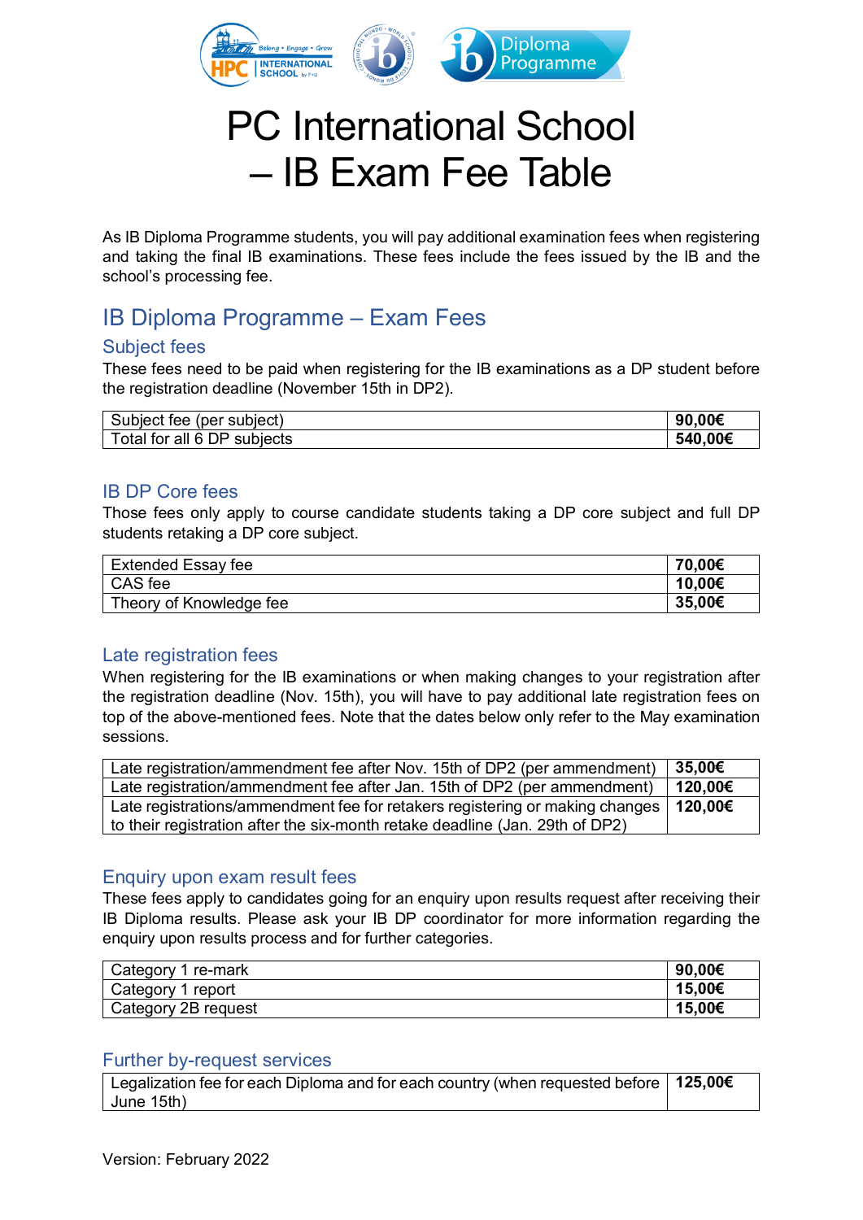# PC International School – IB Exam Fee Table

As IB Diploma Programme students, you will pay additional examination fees when registering and taking the final IB examinations. These fees include the fees issued by the IB and the school's processing fee.

## IB Diploma Programme – Exam Fees

### Subject fees

These fees need to be paid when registering for the IB examinations as a DP student before the registration deadline (November 15th in DP2).

| Subject fee (per subject) | **90,00€** |
|---|---|
| Total for all 6 DP subjects | **540,00€** |

### IB DP Core fees

Those fees only apply to course candidate students taking a DP core subject and full DP students retaking a DP core subject.

| Extended Essay fee | **70,00€** |
|---|---|
| CAS fee | **10,00€** |
| Theory of Knowledge fee | **35,00€** |

### Late registration fees

When registering for the IB examinations or when making changes to your registration after the registration deadline (Nov. 15th), you will have to pay additional late registration fees on top of the above-mentioned fees. Note that the dates below only refer to the May examination sessions.

| Late registration/ammendment fee after Nov. 15th of DP2 (per ammendment) | **35,00€** |
|---|---|
| Late registration/ammendment fee after Jan. 15th of DP2 (per ammendment) | **120,00€** |
| Late registrations/ammendment fee for retakers registering or making changes to their registration after the six-month retake deadline (Jan. 29th of DP2) | **120,00€** |

### Enquiry upon exam result fees

These fees apply to candidates going for an enquiry upon results request after receiving their IB Diploma results. Please ask your IB DP coordinator for more information regarding the enquiry upon results process and for further categories.

| Category 1 re-mark | **90,00€** |
|---|---|
| Category 1 report | **15,00€** |
| Category 2B request | **15,00€** |

### Further by-request services

| Legalization fee for each Diploma and for each country (when requested before June 15th) | **125,00€** |
|---|---|

Version: February 2022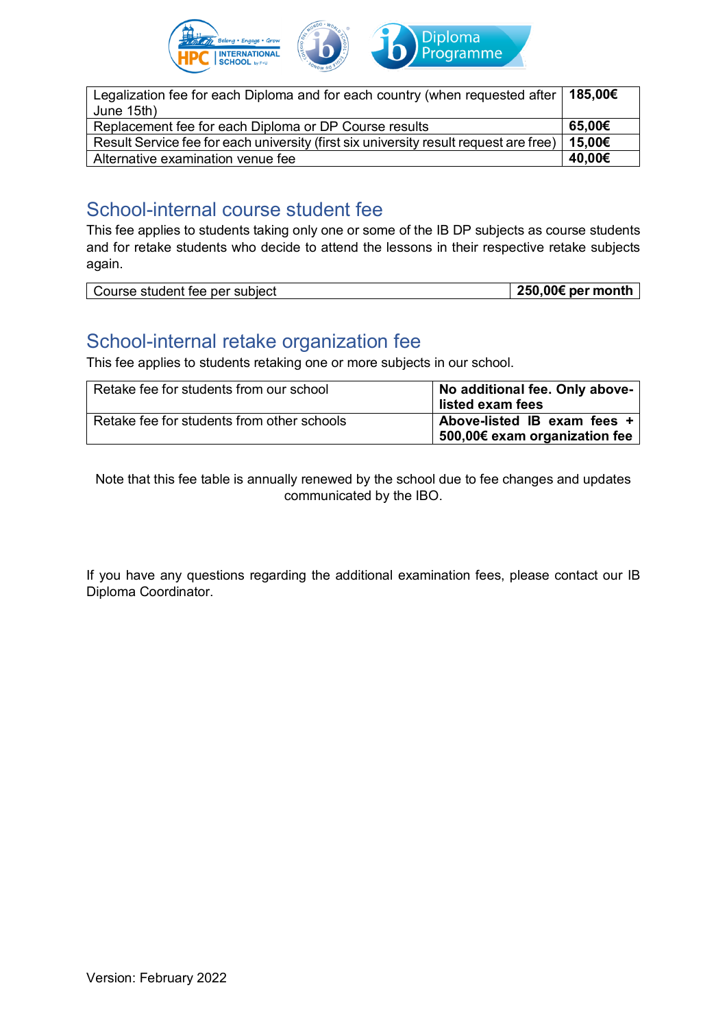| | |
|---|---|
| Legalization fee for each Diploma and for each country (when requested after June 15th) | **185,00€** |
| Replacement fee for each Diploma or DP Course results | **65,00€** |
| Result Service fee for each university (first six university result request are free) | **15,00€** |
| Alternative examination venue fee | **40,00€** |

## School-internal course student fee

This fee applies to students taking only one or some of the IB DP subjects as course students and for retake students who decide to attend the lessons in their respective retake subjects again.

| | |
|---|---|
| Course student fee per subject | **250,00€ per month** |

## School-internal retake organization fee

This fee applies to students retaking one or more subjects in our school.

| | |
|---|---|
| Retake fee for students from our school | **No additional fee. Only above-listed exam fees** |
| Retake fee for students from other schools | **Above-listed IB exam fees + 500,00€ exam organization fee** |

Note that this fee table is annually renewed by the school due to fee changes and updates communicated by the IBO.

If you have any questions regarding the additional examination fees, please contact our IB Diploma Coordinator.

Version: February 2022